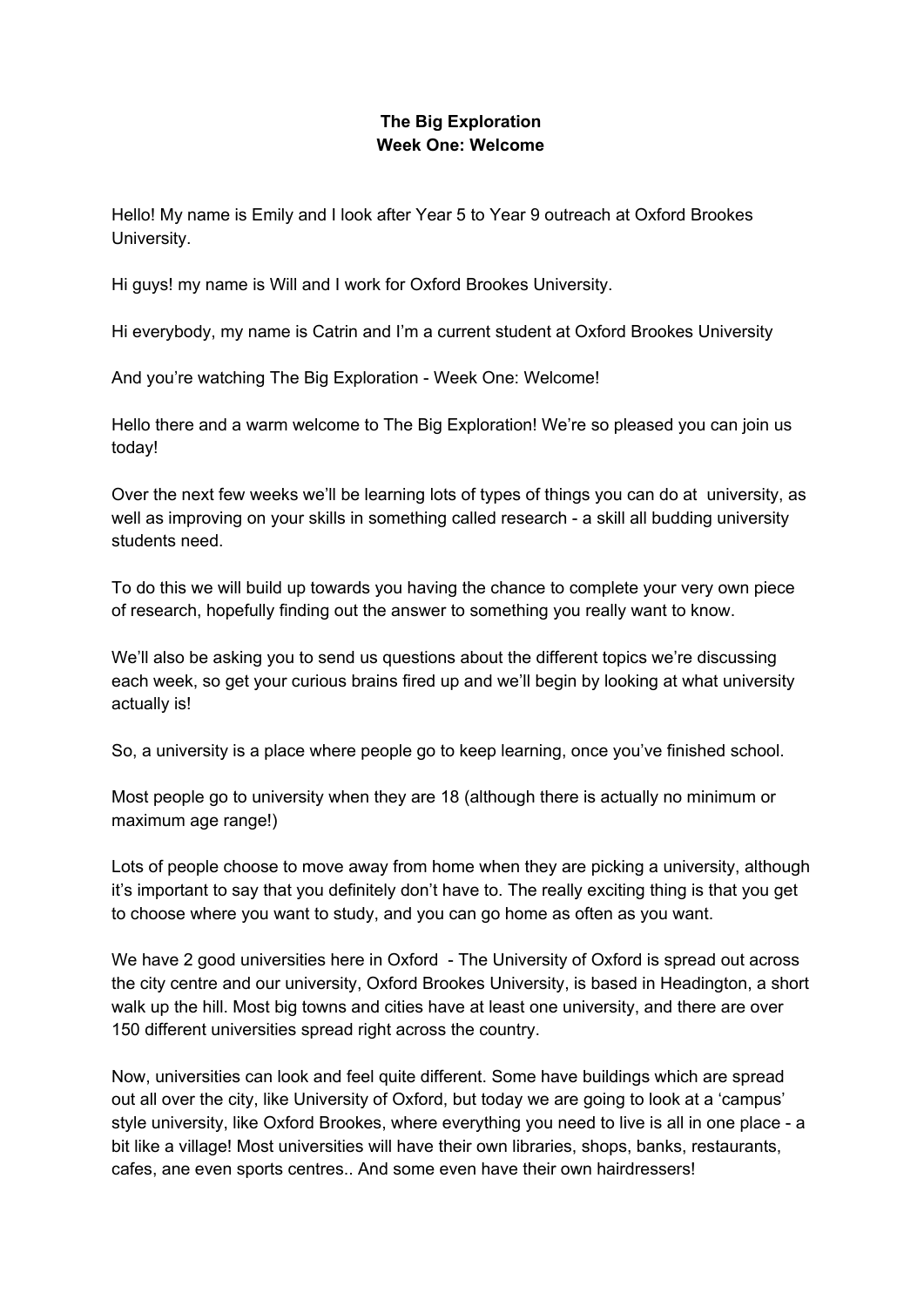**The Big Exploration**
**Week One: Welcome**

Hello! My name is Emily and I look after Year 5 to Year 9 outreach at Oxford Brookes University.

Hi guys! my name is Will and I work for Oxford Brookes University.

Hi everybody, my name is Catrin and I'm a current student at Oxford Brookes University

And you're watching The Big Exploration - Week One: Welcome!

Hello there and a warm welcome to The Big Exploration! We're so pleased you can join us today!

Over the next few weeks we'll be learning lots of types of things you can do at university, as well as improving on your skills in something called research - a skill all budding university students need.

To do this we will build up towards you having the chance to complete your very own piece of research, hopefully finding out the answer to something you really want to know.

We'll also be asking you to send us questions about the different topics we're discussing each week, so get your curious brains fired up and we'll begin by looking at what university actually is!

So, a university is a place where people go to keep learning, once you've finished school.

Most people go to university when they are 18 (although there is actually no minimum or maximum age range!)

Lots of people choose to move away from home when they are picking a university, although it's important to say that you definitely don't have to. The really exciting thing is that you get to choose where you want to study, and you can go home as often as you want.

We have 2 good universities here in Oxford - The University of Oxford is spread out across the city centre and our university, Oxford Brookes University, is based in Headington, a short walk up the hill. Most big towns and cities have at least one university, and there are over 150 different universities spread right across the country.

Now, universities can look and feel quite different. Some have buildings which are spread out all over the city, like University of Oxford, but today we are going to look at a 'campus' style university, like Oxford Brookes, where everything you need to live is all in one place - a bit like a village! Most universities will have their own libraries, shops, banks, restaurants, cafes, ane even sports centres.. And some even have their own hairdressers!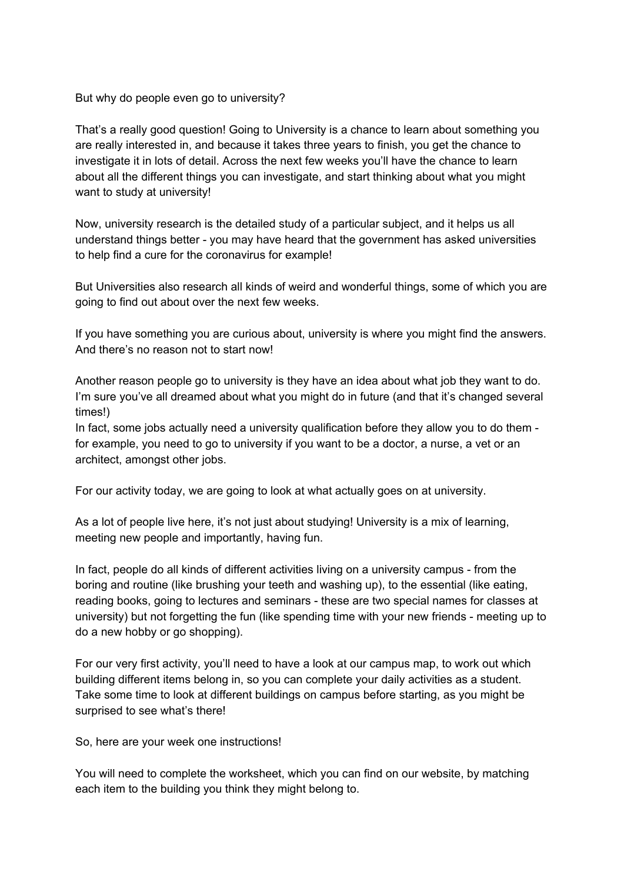But why do people even go to university?

That's a really good question! Going to University is a chance to learn about something you are really interested in, and because it takes three years to finish, you get the chance to investigate it in lots of detail. Across the next few weeks you'll have the chance to learn about all the different things you can investigate, and start thinking about what you might want to study at university!

Now, university research is the detailed study of a particular subject, and it helps us all understand things better - you may have heard that the government has asked universities to help find a cure for the coronavirus for example!

But Universities also research all kinds of weird and wonderful things, some of which you are going to find out about over the next few weeks.

If you have something you are curious about, university is where you might find the answers. And there's no reason not to start now!

Another reason people go to university is they have an idea about what job they want to do. I'm sure you've all dreamed about what you might do in future (and that it's changed several times!)
In fact, some jobs actually need a university qualification before they allow you to do them - for example, you need to go to university if you want to be a doctor, a nurse, a vet or an architect, amongst other jobs.

For our activity today, we are going to look at what actually goes on at university.

As a lot of people live here, it's not just about studying! University is a mix of learning, meeting new people and importantly, having fun.

In fact, people do all kinds of different activities living on a university campus - from the boring and routine (like brushing your teeth and washing up), to the essential (like eating, reading books, going to lectures and seminars - these are two special names for classes at university) but not forgetting the fun (like spending time with your new friends - meeting up to do a new hobby or go shopping).

For our very first activity, you'll need to have a look at our campus map, to work out which building different items belong in, so you can complete your daily activities as a student. Take some time to look at different buildings on campus before starting, as you might be surprised to see what's there!

So, here are your week one instructions!

You will need to complete the worksheet, which you can find on our website, by matching each item to the building you think they might belong to.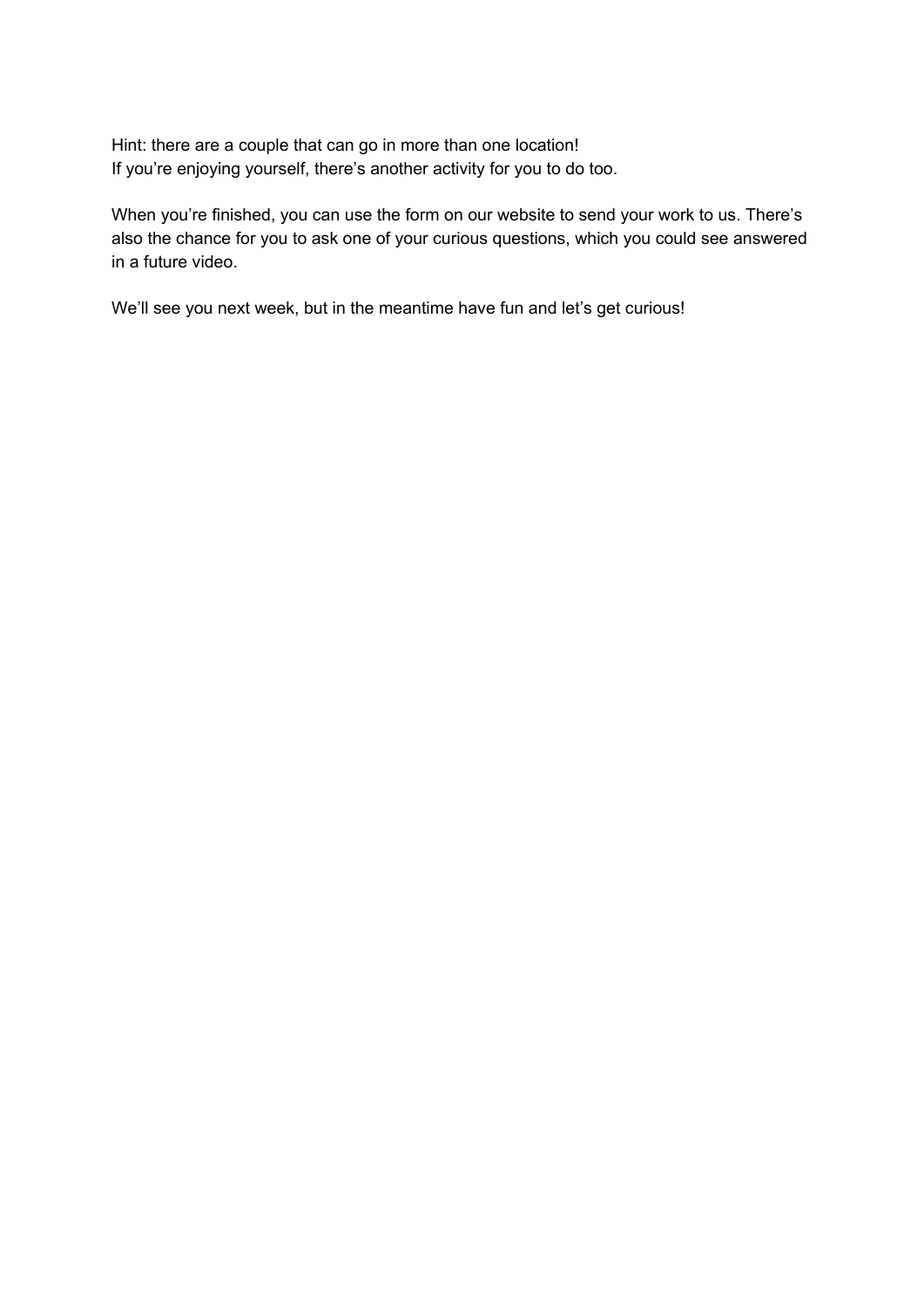Hint: there are a couple that can go in more than one location!
If you're enjoying yourself, there's another activity for you to do too.

When you're finished, you can use the form on our website to send your work to us. There's also the chance for you to ask one of your curious questions, which you could see answered in a future video.

We'll see you next week, but in the meantime have fun and let's get curious!